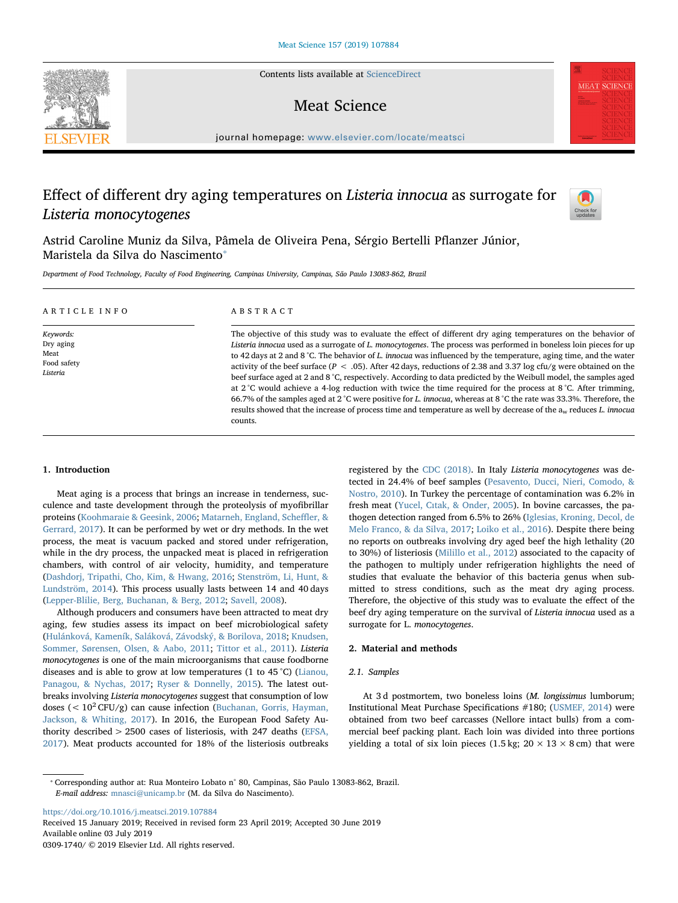# Effect of different dry aging temperatures on *Listeria innocua* as surrogate for *Listeria monocytogenes*

Astrid Caroline Muniz da Silva, Pâmela de Oliveira Pena, Sérgio Bertelli Pflanzer Júnior, Maristela da Silva do Nascimento*

*Department of Food Technology, Faculty of Food Engineering, Campinas University, Campinas, São Paulo 13083-862, Brazil*

## ARTICLE INFO

*Keywords:*
Dry aging
Meat
Food safety
*Listeria*

## ABSTRACT

The objective of this study was to evaluate the effect of different dry aging temperatures on the behavior of *Listeria innocua* used as a surrogate of *L. monocytogenes*. The process was performed in boneless loin pieces for up to 42 days at 2 and 8 °C. The behavior of *L. innocua* was influenced by the temperature, aging time, and the water activity of the beef surface ($P < .05$). After 42 days, reductions of 2.38 and 3.37 log cfu/g were obtained on the beef surface aged at 2 and 8 °C, respectively. According to data predicted by the Weibull model, the samples aged at 2 °C would achieve a 4-log reduction with twice the time required for the process at 8 °C. After trimming, 66.7% of the samples aged at 2 °C were positive for *L. innocua*, whereas at 8 °C the rate was 33.3%. Therefore, the results showed that the increase of process time and temperature as well by decrease of the $a_w$ reduces *L. innocua* counts.

## 1. Introduction

Meat aging is a process that brings an increase in tenderness, succulence and taste development through the proteolysis of myofibrillar proteins (Koohmaraie & Geesink, 2006; Matarneh, England, Scheffler, & Gerrard, 2017). It can be performed by wet or dry methods. In the wet process, the meat is vacuum packed and stored under refrigeration, while in the dry process, the unpacked meat is placed in refrigeration chambers, with control of air velocity, humidity, and temperature (Dashdorj, Tripathi, Cho, Kim, & Hwang, 2016; Stenström, Li, Hunt, & Lundström, 2014). This process usually lasts between 14 and 40 days (Lepper-Blilie, Berg, Buchanan, & Berg, 2012; Savell, 2008).

Although producers and consumers have been attracted to meat dry aging, few studies assess its impact on beef microbiological safety (Hulánková, Kameník, Saláková, Závodský, & Borilova, 2018; Knudsen, Sommer, Sørensen, Olsen, & Aabo, 2011; Tittor et al., 2011). *Listeria monocytogenes* is one of the main microorganisms that cause foodborne diseases and is able to grow at low temperatures (1 to 45 °C) (Lianou, Panagou, & Nychas, 2017; Ryser & Donnelly, 2015). The latest outbreaks involving *Listeria monocytogenes* suggest that consumption of low doses ($< 10^2$ CFU/g) can cause infection (Buchanan, Gorris, Hayman, Jackson, & Whiting, 2017). In 2016, the European Food Safety Authority described > 2500 cases of listeriosis, with 247 deaths (EFSA, 2017). Meat products accounted for 18% of the listeriosis outbreaks registered by the CDC (2018). In Italy *Listeria monocytogenes* was detected in 24.4% of beef samples (Pesavento, Ducci, Nieri, Comodo, & Nostro, 2010). In Turkey the percentage of contamination was 6.2% in fresh meat (Yucel, Cıtak, & Onder, 2005). In bovine carcasses, the pathogen detection ranged from 6.5% to 26% (Iglesias, Kroning, Decol, de Melo Franco, & da Silva, 2017; Loiko et al., 2016). Despite there being no reports on outbreaks involving dry aged beef the high lethality (20 to 30%) of listeriosis (Milillo et al., 2012) associated to the capacity of the pathogen to multiply under refrigeration highlights the need of studies that evaluate the behavior of this bacteria genus when submitted to stress conditions, such as the meat dry aging process. Therefore, the objective of this study was to evaluate the effect of the beef dry aging temperature on the survival of *Listeria innocua* used as a surrogate for L. *monocytogenes*.

## 2. Material and methods

### 2.1. Samples

At 3 d postmortem, two boneless loins (*M. longissimus* lumborum; Institutional Meat Purchase Specifications #180; (USMEF, 2014) were obtained from two beef carcasses (Nellore intact bulls) from a commercial beef packing plant. Each loin was divided into three portions yielding a total of six loin pieces (1.5 kg; 20 × 13 × 8 cm) that were

\* Corresponding author at: Rua Monteiro Lobato n° 80, Campinas, São Paulo 13083-862, Brazil.
*E-mail address:* mnasci@unicamp.br (M. da Silva do Nascimento).

https://doi.org/10.1016/j.meatsci.2019.107884
Received 15 January 2019; Received in revised form 23 April 2019; Accepted 30 June 2019
Available online 03 July 2019
0309-1740/ © 2019 Elsevier Ltd. All rights reserved.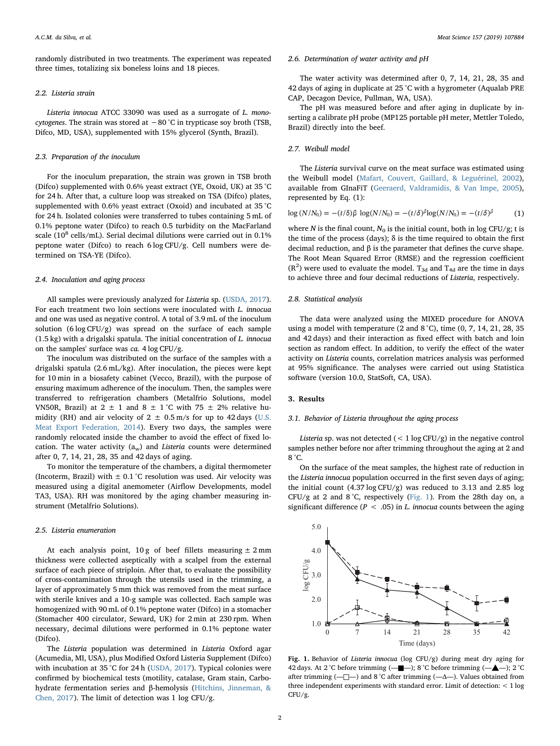randomly distributed in two treatments. The experiment was repeated three times, totalizing six boneless loins and 18 pieces.

### 2.2. Listeria strain

*Listeria innocua* ATCC 33090 was used as a surrogate of *L. monocytogenes*. The strain was stored at −80 °C in trypticase soy broth (TSB, Difco, MD, USA), supplemented with 15% glycerol (Synth, Brazil).

### 2.3. Preparation of the inoculum

For the inoculum preparation, the strain was grown in TSB broth (Difco) supplemented with 0.6% yeast extract (YE, Oxoid, UK) at 35 °C for 24 h. After that, a culture loop was streaked on TSA (Difco) plates, supplemented with 0.6% yeast extract (Oxoid) and incubated at 35 °C for 24 h. Isolated colonies were transferred to tubes containing 5 mL of 0.1% peptone water (Difco) to reach 0.5 turbidity on the MacFarland scale ($10^8$ cells/mL). Serial decimal dilutions were carried out in 0.1% peptone water (Difco) to reach 6 log CFU/g. Cell numbers were determined on TSA-YE (Difco).

### 2.4. Inoculation and aging process

All samples were previously analyzed for *Listeria* sp. (USDA, 2017). For each treatment two loin sections were inoculated with *L. innocua* and one was used as negative control. A total of 3.9 mL of the inoculum solution (6 log CFU/g) was spread on the surface of each sample (1.5 kg) with a drigalski spatula. The initial concentration of *L. innocua* on the samples' surface was *ca.* 4 log CFU/g.

The inoculum was distributed on the surface of the samples with a drigalski spatula (2.6 mL/kg). After inoculation, the pieces were kept for 10 min in a biosafety cabinet (Vecco, Brazil), with the purpose of ensuring maximum adherence of the inoculum. Then, the samples were transferred to refrigeration chambers (Metalfrio Solutions, model VN50R, Brazil) at 2 ± 1 and 8 ± 1 °C with 75 ± 2% relative humidity (RH) and air velocity of 2 ± 0.5 m/s for up to 42 days (U.S. Meat Export Federation, 2014). Every two days, the samples were randomly relocated inside the chamber to avoid the effect of fixed location. The water activity ($a_w$) and *Listeria* counts were determined after 0, 7, 14, 21, 28, 35 and 42 days of aging.

To monitor the temperature of the chambers, a digital thermometer (Incoterm, Brazil) with ± 0.1 °C resolution was used. Air velocity was measured using a digital anemometer (Airflow Developments, model TA3, USA). RH was monitored by the aging chamber measuring instrument (Metalfrio Solutions).

### 2.5. Listeria enumeration

At each analysis point, 10 g of beef fillets measuring ± 2 mm thickness were collected aseptically with a scalpel from the external surface of each piece of striploin. After that, to evaluate the possibility of cross-contamination through the utensils used in the trimming, a layer of approximately 5 mm thick was removed from the meat surface with sterile knives and a 10-g sample was collected. Each sample was homogenized with 90 mL of 0.1% peptone water (Difco) in a stomacher (Stomacher 400 circulator, Seward, UK) for 2 min at 230 rpm. When necessary, decimal dilutions were performed in 0.1% peptone water (Difco).

The *Listeria* population was determined in *Listeria* Oxford agar (Acumedia, MI, USA), plus Modified Oxford Listeria Supplement (Difco) with incubation at 35 °C for 24 h (USDA, 2017). Typical colonies were confirmed by biochemical tests (motility, catalase, Gram stain, Carbohydrate fermentation series and β-hemolysis (Hitchins, Jinneman, & Chen, 2017). The limit of detection was 1 log CFU/g.

### 2.6. Determination of water activity and pH

The water activity was determined after 0, 7, 14, 21, 28, 35 and 42 days of aging in duplicate at 25 °C with a hygrometer (Aqualab PRE CAP, Decagon Device, Pullman, WA, USA).

The pH was measured before and after aging in duplicate by inserting a calibrate pH probe (MP125 portable pH meter, Mettler Toledo, Brazil) directly into the beef.

### 2.7. Weibull model

The *Listeria* survival curve on the meat surface was estimated using the Weibull model (Mafart, Couvert, Gaillard, & Leguérinel, 2002), available from GInaFiT (Geeraerd, Valdramidis, & Van Impe, 2005), represented by Eq. (1):

$$\log(N/N_0) = -(t/\delta)\beta \ \log(N/N_0) = -(t/\delta)^{\beta}\log(N/N_0) = -(t/\delta)^{\beta} \tag{1}$$

where $N$ is the final count, $N_0$ is the initial count, both in log CFU/g; t is the time of the process (days); δ is the time required to obtain the first decimal reduction, and β is the parameter that defines the curve shape. The Root Mean Squared Error (RMSE) and the regression coefficient ($R^2$) were used to evaluate the model. $T_{3d}$ and $T_{4d}$ are the time in days to achieve three and four decimal reductions of *Listeria*, respectively.

### 2.8. Statistical analysis

The data were analyzed using the MIXED procedure for ANOVA using a model with temperature (2 and 8 °C), time (0, 7, 14, 21, 28, 35 and 42 days) and their interaction as fixed effect with batch and loin section as random effect. In addition, to verify the effect of the water activity on *Listeria* counts, correlation matrices analysis was performed at 95% significance. The analyses were carried out using Statistica software (version 10.0, StatSoft, CA, USA).

## 3. Results

### 3.1. Behavior of Listeria throughout the aging process

*Listeria* sp. was not detected (< 1 log CFU/g) in the negative control samples nether before nor after trimming throughout the aging at 2 and 8 °C.

On the surface of the meat samples, the highest rate of reduction in the *Listeria innocua* population occurred in the first seven days of aging; the initial count (4.37 log CFU/g) was reduced to 3.13 and 2.85 log CFU/g at 2 and 8 °C, respectively (Fig. 1). From the 28th day on, a significant difference ($P < .05$) in *L. innocua* counts between the aging

**Fig. 1.** Behavior of *Listeria innocua* (log CFU/g) during meat dry aging for 42 days. At 2 °C before trimming (—■—); 8 °C before trimming (—▲—); 2 °C after trimming (—□—) and 8 °C after trimming (—Δ—). Values obtained from three independent experiments with standard error. Limit of detection: < 1 log CFU/g.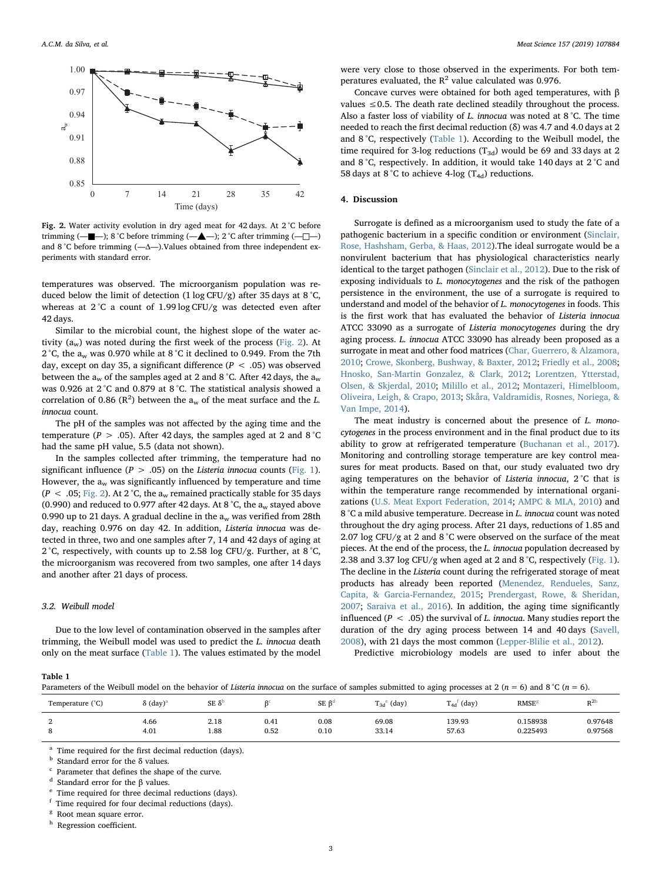Fig. 2. Water activity evolution in dry aged meat for 42 days. At 2 °C before trimming (—■—); 8 °C before trimming (—▲—); 2 °C after trimming (—□—) and 8 °C before trimming (—Δ—).Values obtained from three independent experiments with standard error.

temperatures was observed. The microorganism population was reduced below the limit of detection (1 log CFU/g) after 35 days at 8 °C, whereas at 2 °C a count of 1.99 log CFU/g was detected even after 42 days.

Similar to the microbial count, the highest slope of the water activity ($a_w$) was noted during the first week of the process (Fig. 2). At 2 °C, the $a_w$ was 0.970 while at 8 °C it declined to 0.949. From the 7th day, except on day 35, a significant difference ($P < .05$) was observed between the $a_w$ of the samples aged at 2 and 8 °C. After 42 days, the $a_w$ was 0.926 at 2 °C and 0.879 at 8 °C. The statistical analysis showed a correlation of 0.86 ($R^2$) between the $a_w$ of the meat surface and the *L. innocua* count.

The pH of the samples was not affected by the aging time and the temperature ($P > .05$). After 42 days, the samples aged at 2 and 8 °C had the same pH value, 5.5 (data not shown).

In the samples collected after trimming, the temperature had no significant influence ($P > .05$) on the *Listeria innocua* counts (Fig. 1). However, the $a_w$ was significantly influenced by temperature and time ($P < .05$; Fig. 2). At 2 °C, the $a_w$ remained practically stable for 35 days (0.990) and reduced to 0.977 after 42 days. At 8 °C, the $a_w$ stayed above 0.990 up to 21 days. A gradual decline in the $a_w$ was verified from 28th day, reaching 0.976 on day 42. In addition, *Listeria innocua* was detected in three, two and one samples after 7, 14 and 42 days of aging at 2 °C, respectively, with counts up to 2.58 log CFU/g. Further, at 8 °C, the microorganism was recovered from two samples, one after 14 days and another after 21 days of process.

### 3.2. Weibull model

Due to the low level of contamination observed in the samples after trimming, the Weibull model was used to predict the *L. innocua* death only on the meat surface (Table 1). The values estimated by the model were very close to those observed in the experiments. For both temperatures evaluated, the $R^2$ value calculated was 0.976.

Concave curves were obtained for both aged temperatures, with β values ≤0.5. The death rate declined steadily throughout the process. Also a faster loss of viability of *L. innocua* was noted at 8 °C. The time needed to reach the first decimal reduction (δ) was 4.7 and 4.0 days at 2 and 8 °C, respectively (Table 1). According to the Weibull model, the time required for 3-log reductions ($T_{3d}$) would be 69 and 33 days at 2 and 8 °C, respectively. In addition, it would take 140 days at 2 °C and 58 days at 8 °C to achieve 4-log ($T_{4d}$) reductions.

## 4. Discussion

Surrogate is defined as a microorganism used to study the fate of a pathogenic bacterium in a specific condition or environment (Sinclair, Rose, Hashsham, Gerba, & Haas, 2012).The ideal surrogate would be a nonvirulent bacterium that has physiological characteristics nearly identical to the target pathogen (Sinclair et al., 2012). Due to the risk of exposing individuals to *L. monocytogenes* and the risk of the pathogen persistence in the environment, the use of a surrogate is required to understand and model of the behavior of *L. monocytogenes* in foods. This is the first work that has evaluated the behavior of *Listeria innocua* ATCC 33090 as a surrogate of *Listeria monocytogenes* during the dry aging process. *L. innocua* ATCC 33090 has already been proposed as a surrogate in meat and other food matrices (Char, Guerrero, & Alzamora, 2010; Crowe, Skonberg, Bushway, & Baxter, 2012; Friedly et al., 2008; Hnosko, San-Martin Gonzalez, & Clark, 2012; Lorentzen, Ytterstad, Olsen, & Skjerdal, 2010; Milillo et al., 2012; Montazeri, Himelbloom, Oliveira, Leigh, & Crapo, 2013; Skåra, Valdramidis, Rosnes, Noriega, & Van Impe, 2014).

The meat industry is concerned about the presence of *L. monocytogenes* in the process environment and in the final product due to its ability to grow at refrigerated temperature (Buchanan et al., 2017). Monitoring and controlling storage temperature are key control measures for meat products. Based on that, our study evaluated two dry aging temperatures on the behavior of *Listeria innocua,* 2 °C that is within the temperature range recommended by international organizations (U.S. Meat Export Federation, 2014; AMPC & MLA, 2010) and 8 °C a mild abusive temperature. Decrease in *L. innocua* count was noted throughout the dry aging process. After 21 days, reductions of 1.85 and 2.07 log CFU/g at 2 and 8 °C were observed on the surface of the meat pieces. At the end of the process, the *L. innocua* population decreased by 2.38 and 3.37 log CFU/g when aged at 2 and 8 °C, respectively (Fig. 1). The decline in the *Listeria* count during the refrigerated storage of meat products has already been reported (Menendez, Rendueles, Sanz, Capita, & Garcia-Fernandez, 2015; Prendergast, Rowe, & Sheridan, 2007; Saraiva et al., 2016). In addition, the aging time significantly influenced ($P < .05$) the survival of *L. innocua*. Many studies report the duration of the dry aging process between 14 and 40 days (Savell, 2008), with 21 days the most common (Lepper-Blilie et al., 2012).

Predictive microbiology models are used to infer about the

**Table 1**
Parameters of the Weibull model on the behavior of *Listeria innocua* on the surface of samples submitted to aging processes at 2 ($n = 6$) and 8 °C ($n = 6$).

| Temperature (°C) | δ (day)[a] | SE δ[b] | β[c] | SE β[d] | $T_{3d}$[e] (day) | $T_{4d}$[f] (day) | RMSE[g] | $R^2$[h] |
|---|---|---|---|---|---|---|---|---|
| 2 | 4.66 | 2.18 | 0.41 | 0.08 | 69.08 | 139.93 | 0.158938 | 0.97648 |
| 8 | 4.01 | 1.88 | 0.52 | 0.10 | 33.14 | 57.63 | 0.225493 | 0.97568 |

[a] Time required for the first decimal reduction (days).
[b] Standard error for the δ values.
[c] Parameter that defines the shape of the curve.
[d] Standard error for the β values.
[e] Time required for three decimal reductions (days).
[f] Time required for four decimal reductions (days).
[g] Root mean square error.
[h] Regression coefficient.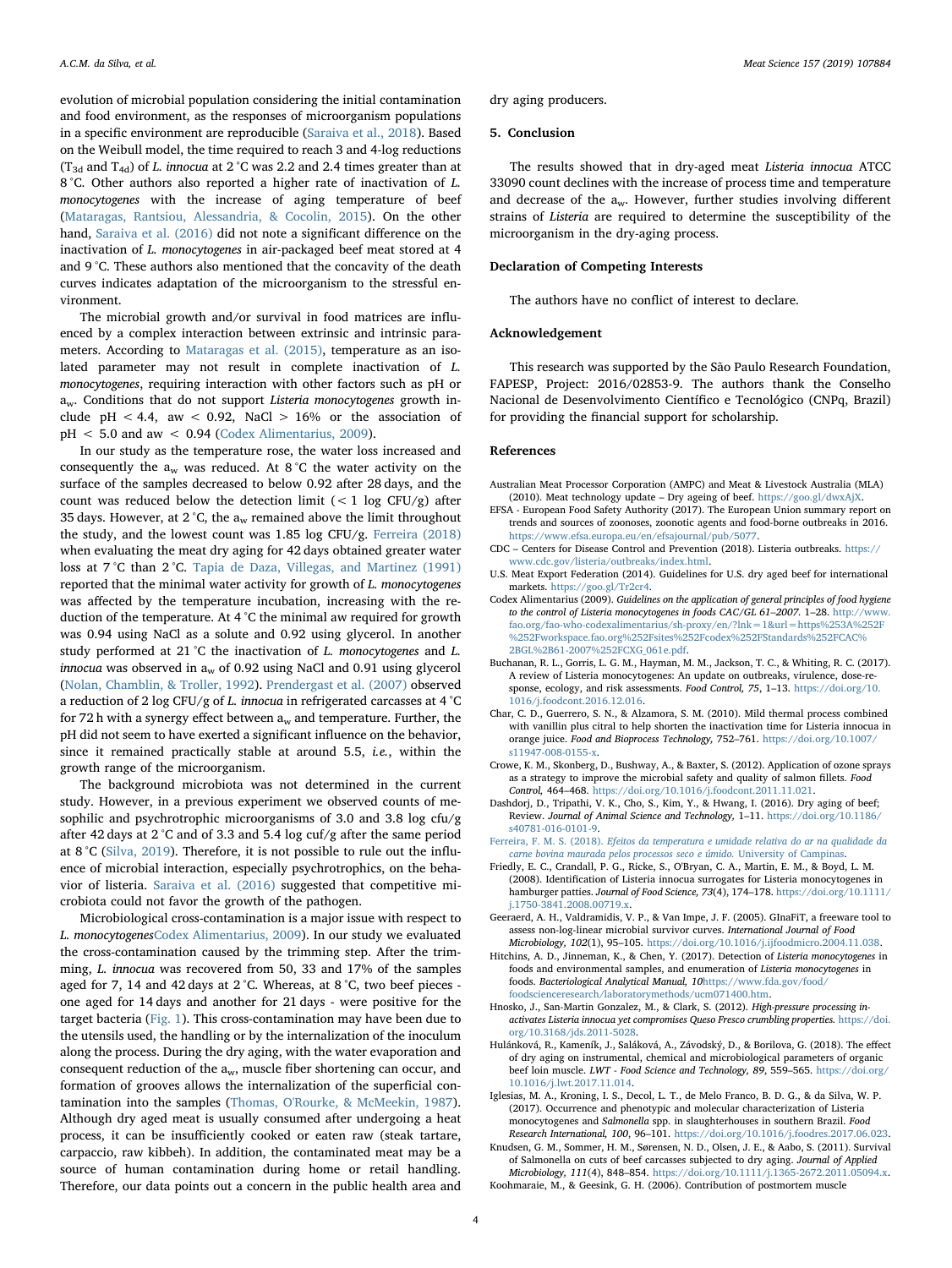evolution of microbial population considering the initial contamination and food environment, as the responses of microorganism populations in a specific environment are reproducible (Saraiva et al., 2018). Based on the Weibull model, the time required to reach 3 and 4-log reductions ($T_{3d}$ and $T_{4d}$) of *L. innocua* at 2 °C was 2.2 and 2.4 times greater than at 8 °C. Other authors also reported a higher rate of inactivation of *L. monocytogenes* with the increase of aging temperature of beef (Mataragas, Rantsiou, Alessandria, & Cocolin, 2015). On the other hand, Saraiva et al. (2016) did not note a significant difference on the inactivation of *L. monocytogenes* in air-packaged beef meat stored at 4 and 9 °C. These authors also mentioned that the concavity of the death curves indicates adaptation of the microorganism to the stressful environment.

The microbial growth and/or survival in food matrices are influenced by a complex interaction between extrinsic and intrinsic parameters. According to Mataragas et al. (2015), temperature as an isolated parameter may not result in complete inactivation of *L. monocytogenes*, requiring interaction with other factors such as pH or $a_w$. Conditions that do not support *Listeria monocytogenes* growth include pH < 4.4, aw < 0.92, NaCl > 16% or the association of pH < 5.0 and aw < 0.94 (Codex Alimentarius, 2009).

In our study as the temperature rose, the water loss increased and consequently the $a_w$ was reduced. At 8 °C the water activity on the surface of the samples decreased to below 0.92 after 28 days, and the count was reduced below the detection limit (< 1 log CFU/g) after 35 days. However, at 2 °C, the $a_w$ remained above the limit throughout the study, and the lowest count was 1.85 log CFU/g. Ferreira (2018) when evaluating the meat dry aging for 42 days obtained greater water loss at 7 °C than 2 °C. Tapia de Daza, Villegas, and Martinez (1991) reported that the minimal water activity for growth of *L. monocytogenes* was affected by the temperature incubation, increasing with the reduction of the temperature. At 4 °C the minimal aw required for growth was 0.94 using NaCl as a solute and 0.92 using glycerol. In another study performed at 21 °C the inactivation of *L. monocytogenes* and *L. innocua* was observed in $a_w$ of 0.92 using NaCl and 0.91 using glycerol (Nolan, Chamblin, & Troller, 1992). Prendergast et al. (2007) observed a reduction of 2 log CFU/g of *L. innocua* in refrigerated carcasses at 4 °C for 72 h with a synergy effect between $a_w$ and temperature. Further, the pH did not seem to have exerted a significant influence on the behavior, since it remained practically stable at around 5.5, *i.e.*, within the growth range of the microorganism.

The background microbiota was not determined in the current study. However, in a previous experiment we observed counts of mesophilic and psychrotrophic microorganisms of 3.0 and 3.8 log cfu/g after 42 days at 2 °C and of 3.3 and 5.4 log cuf/g after the same period at 8 °C (Silva, 2019). Therefore, it is not possible to rule out the influence of microbial interaction, especially psychrotrophics, on the behavior of listeria. Saraiva et al. (2016) suggested that competitive microbiota could not favor the growth of the pathogen.

Microbiological cross-contamination is a major issue with respect to *L. monocytogenes*Codex Alimentarius, 2009). In our study we evaluated the cross-contamination caused by the trimming step. After the trimming, *L. innocua* was recovered from 50, 33 and 17% of the samples aged for 7, 14 and 42 days at 2 °C. Whereas, at 8 °C, two beef pieces - one aged for 14 days and another for 21 days - were positive for the target bacteria (Fig. 1). This cross-contamination may have been due to the utensils used, the handling or by the internalization of the inoculum along the process. During the dry aging, with the water evaporation and consequent reduction of the $a_w$, muscle fiber shortening can occur, and formation of grooves allows the internalization of the superficial contamination into the samples (Thomas, O'Rourke, & McMeekin, 1987). Although dry aged meat is usually consumed after undergoing a heat process, it can be insufficiently cooked or eaten raw (steak tartare, carpaccio, raw kibbeh). In addition, the contaminated meat may be a source of human contamination during home or retail handling. Therefore, our data points out a concern in the public health area and dry aging producers.

## 5. Conclusion

The results showed that in dry-aged meat *Listeria innocua* ATCC 33090 count declines with the increase of process time and temperature and decrease of the $a_w$. However, further studies involving different strains of *Listeria* are required to determine the susceptibility of the microorganism in the dry-aging process.

## Declaration of Competing Interests

The authors have no conflict of interest to declare.

## Acknowledgement

This research was supported by the São Paulo Research Foundation, FAPESP, Project: 2016/02853-9. The authors thank the Conselho Nacional de Desenvolvimento Científico e Tecnológico (CNPq, Brazil) for providing the financial support for scholarship.

## References

Australian Meat Processor Corporation (AMPC) and Meat & Livestock Australia (MLA) (2010). Meat technology update – Dry ageing of beef. https://goo.gl/dwxAjX.

EFSA - European Food Safety Authority (2017). The European Union summary report on trends and sources of zoonoses, zoonotic agents and food-borne outbreaks in 2016. https://www.efsa.europa.eu/en/efsajournal/pub/5077.

CDC – Centers for Disease Control and Prevention (2018). Listeria outbreaks. https://www.cdc.gov/listeria/outbreaks/index.html.

U.S. Meat Export Federation (2014). Guidelines for U.S. dry aged beef for international markets. https://goo.gl/Tr2cr4.

Codex Alimentarius (2009). *Guidelines on the application of general principles of food hygiene to the control of Listeria monocytogenes in foods CAC/GL 61–2007*. 1–28. http://www.fao.org/fao-who-codexalimentarius/sh-proxy/en/?lnk=1&url=https%253A%252F%252Fworkspace.fao.org%252Fsites%252Fcodex%252FStandards%252FCAC%2BGL%2B61-2007%252FCXG_061e.pdf.

Buchanan, R. L., Gorris, L. G. M., Hayman, M. M., Jackson, T. C., & Whiting, R. C. (2017). A review of Listeria monocytogenes: An update on outbreaks, virulence, dose-response, ecology, and risk assessments. *Food Control, 75*, 1–13. https://doi.org/10.1016/j.foodcont.2016.12.016.

Char, C. D., Guerrero, S. N., & Alzamora, S. M. (2010). Mild thermal process combined with vanillin plus citral to help shorten the inactivation time for Listeria innocua in orange juice. *Food and Bioprocess Technology*, 752–761. https://doi.org/10.1007/s11947-008-0155-x.

Crowe, K. M., Skonberg, D., Bushway, A., & Baxter, S. (2012). Application of ozone sprays as a strategy to improve the microbial safety and quality of salmon fillets. *Food Control*, 464–468. https://doi.org/10.1016/j.foodcont.2011.11.021.

Dashdorj, D., Tripathi, V. K., Cho, S., Kim, Y., & Hwang, I. (2016). Dry aging of beef; Review. *Journal of Animal Science and Technology*, 1–11. https://doi.org/10.1186/s40781-016-0101-9.

Ferreira, F. M. S. (2018). *Efeitos da temperatura e umidade relativa do ar na qualidade da carne bovina maurada pelos processos seco e úmido.* University of Campinas.

Friedly, E. C., Crandall, P. G., Ricke, S., O'Bryan, C. A., Martin, E. M., & Boyd, L. M. (2008). Identification of Listeria innocua surrogates for Listeria monocytogenes in hamburger patties. *Journal of Food Science, 73*(4), 174–178. https://doi.org/10.1111/j.1750-3841.2008.00719.x.

Geeraerd, A. H., Valdramidis, V. P., & Van Impe, J. F. (2005). GInaFiT, a freeware tool to assess non-log-linear microbial survivor curves. *International Journal of Food Microbiology, 102*(1), 95–105. https://doi.org/10.1016/j.ijfoodmicro.2004.11.038.

Hitchins, A. D., Jinneman, K., & Chen, Y. (2017). Detection of *Listeria monocytogenes* in foods and environmental samples, and enumeration of *Listeria monocytogenes* in foods. *Bacteriological Analytical Manual, 10*https://www.fda.gov/food/foodscienceresearch/laboratorymethods/ucm071400.htm.

Hnosko, J., San-Martin Gonzalez, M., & Clark, S. (2012). *High-pressure processing inactivates Listeria innocua yet compromises Queso Fresco crumbling properties.* https://doi.org/10.3168/jds.2011-5028.

Hulánková, R., Kameník, J., Saláková, A., Závodský, D., & Borilova, G. (2018). The effect of dry aging on instrumental, chemical and microbiological parameters of organic beef loin muscle. *LWT - Food Science and Technology, 89*, 559–565. https://doi.org/10.1016/j.lwt.2017.11.014.

Iglesias, M. A., Kroning, I. S., Decol, L. T., de Melo Franco, B. D. G., & da Silva, W. P. (2017). Occurrence and phenotypic and molecular characterization of Listeria monocytogenes and *Salmonella* spp. in slaughterhouses in southern Brazil. *Food Research International, 100*, 96–101. https://doi.org/10.1016/j.foodres.2017.06.023.

Knudsen, G. M., Sommer, H. M., Sørensen, N. D., Olsen, J. E., & Aabo, S. (2011). Survival of Salmonella on cuts of beef carcasses subjected to dry aging. *Journal of Applied Microbiology, 111*(4), 848–854. https://doi.org/10.1111/j.1365-2672.2011.05094.x.

Koohmaraie, M., & Geesink, G. H. (2006). Contribution of postmortem muscle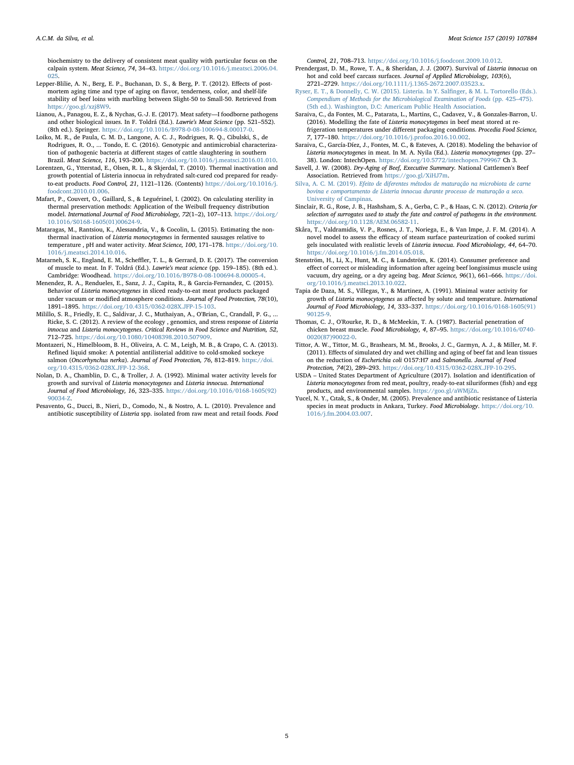biochemistry to the delivery of consistent meat quality with particular focus on the calpain system. *Meat Science, 74*, 34–43. https://doi.org/10.1016/j.meatsci.2006.04.025.

Lepper-Blilie, A. N., Berg, E. P., Buchanan, D. S., & Berg, P. T. (2012). Effects of post-mortem aging time and type of aging on flavor, tenderness, color, and shelf-life stability of beef loins with marbling between Slight-50 to Small-50. Retrieved from https://goo.gl/xzj8W9.

Lianou, A., Panagou, E. Z., & Nychas, G.-J. E. (2017). Meat safety—I foodborne pathogens and other biological issues. In F. Toldrá (Ed.). *Lawrie's Meat Science* (pp. 521–552). (8th ed.). Springer. https://doi.org/10.1016/B978-0-08-100694-8.00017-0.

Loiko, M. R., de Paula, C. M. D., Langone, A. C. J., Rodrigues, R. Q., Cibulski, S., de Rodrigues, R. O., ... Tondo, E. C. (2016). Genotypic and antimicrobial characterization of pathogenic bacteria at different stages of cattle slaughtering in southern Brazil. *Meat Science, 116*, 193–200. https://doi.org/10.1016/j.meatsci.2016.01.010.

Lorentzen, G., Ytterstad, E., Olsen, R. L., & Skjerdal, T. (2010). Thermal inactivation and growth potential of Listeria innocua in rehydrated salt-cured cod prepared for ready-to-eat products. *Food Control, 21*, 1121–1126. (Contents) https://doi.org/10.1016/j.foodcont.2010.01.006.

Mafart, P., Couvert, O., Gaillard, S., & Leguérinel, I. (2002). On calculating sterility in thermal preservation methods: Application of the Weibull frequency distribution model. *International Journal of Food Microbiology, 72*(1–2), 107–113. https://doi.org/10.1016/S0168-1605(01)00624-9.

Mataragas, M., Rantsiou, K., Alessandria, V., & Cocolin, L. (2015). Estimating the non-thermal inactivation of *Listeria monocytogenes* in fermented sausages relative to temperature , pH and water activity. *Meat Science, 100*, 171–178. https://doi.org/10.1016/j.meatsci.2014.10.016.

Matarneh, S. K., England, E. M., Scheffler, T. L., & Gerrard, D. E. (2017). The conversion of muscle to meat. In F. Toldrá (Ed.). *Lawrie's meat science* (pp. 159–185). (8th ed.). Cambridge: Woodhead. https://doi.org/10.1016/B978-0-08-100694-8.00005-4.

Menendez, R. A., Rendueles, E., Sanz, J. J., Capita, R., & Garcia-Fernandez, C. (2015). Behavior of *Listeria monocytogenes* in sliced ready-to-eat meat products packaged under vacuum or modified atmosphere conditions. *Journal of Food Protection, 78*(10), 1891–1895. https://doi.org/10.4315/0362-028X.JFP-15-103.

Milillo, S. R., Friedly, E. C., Saldivar, J. C., Muthaiyan, A., O'Brian, C., Crandall, P. G., ... Ricke, S. C. (2012). A review of the ecology , genomics, and stress response of *Listeria innocua* and *Listeria monocytogenes*. *Critical Reviews in Food Science and Nutrition, 52*, 712–725. https://doi.org/10.1080/10408398.2010.507909.

Montazeri, N., Himelbloom, B. H., Oliveira, A. C. M., Leigh, M. B., & Crapo, C. A. (2013). Refined liquid smoke: A potential antilisterial additive to cold-smoked sockeye salmon (*Oncorhynchus nerka*). *Journal of Food Protection, 76*, 812–819. https://doi.org/10.4315/0362-028X.JFP-12-368.

Nolan, D. A., Chamblin, D. C., & Troller, J. A. (1992). Minimal water activity levels for growth and survival of *Listeria monocytogenes* and *Listeria innocua*. *International Journal of Food Microbiology, 16*, 323–335. https://doi.org/10.1016/0168-1605(92)90034-Z.

Pesavento, G., Ducci, B., Nieri, D., Comodo, N., & Nostro, A. L. (2010). Prevalence and antibiotic susceptibility of *Listeria* spp. isolated from raw meat and retail foods. *Food Control, 21*, 708–713. https://doi.org/10.1016/j.foodcont.2009.10.012.

Prendergast, D. M., Rowe, T. A., & Sheridan, J. J. (2007). Survival of *Listeria innocua* on hot and cold beef carcass surfaces. *Journal of Applied Microbiology, 103*(6), 2721–2729. https://doi.org/10.1111/j.1365-2672.2007.03523.x.

Ryser, E. T., & Donnelly, C. W. (2015). Listeria. In Y. Salfinger, & M. L. Tortorello (Eds.). *Compendium of Methods for the Microbiological Examination of Foods* (pp. 425–475). (5th ed.). Washington, D.C: Americam Public Health Association.

Saraiva, C., da Fontes, M. C., Patarata, L., Martins, C., Cadavez, V., & Gonzales-Barron, U. (2016). Modelling the fate of *Listeria monocytogenes* in beef meat stored at refrigeration temperatures under different packaging conditions. *Procedia Food Science, 7*, 177–180. https://doi.org/10.1016/j.profoo.2016.10.002.

Saraiva, C., García-Díez, J., Fontes, M. C., & Esteves, A. (2018). Modeling the behavior of *Listeria monocytogenes* in meat. In M. A. Nyila (Ed.). *Listeria monocytogenes* (pp. 27–38). London: IntechOpen. https://doi.org/10.5772/intechopen.799967 Ch 3.

Savell, J. W. (2008). *Dry-Aging of Beef, Executive Summary*. National Cattlemen's Beef Association. Retrieved from https://goo.gl/XiHJ7m.

Silva, A. C. M. (2019). *Efeito de diferentes métodos de maturação na microbiota de carne bovina e comportamento de Listeria innocua durante processo de maturação a seco.* University of Campinas.

Sinclair, R. G., Rose, J. B., Hashsham, S. A., Gerba, C. P., & Haas, C. N. (2012). *Criteria for selection of surrogates used to study the fate and control of pathogens in the environment.* https://doi.org/10.1128/AEM.06582-11.

Skåra, T., Valdramidis, V. P., Rosnes, J. T., Noriega, E., & Van Impe, J. F. M. (2014). A novel model to assess the efficacy of steam surface pasteurization of cooked surimi gels inoculated with realistic levels of *Listeria innocua*. *Food Microbiology, 44*, 64–70. https://doi.org/10.1016/j.fm.2014.05.018.

Stenström, H., Li, X., Hunt, M. C., & Lundström, K. (2014). Consumer preference and effect of correct or misleading information after ageing beef longissimus muscle using vacuum, dry ageing, or a dry ageing bag. *Meat Science, 96*(1), 661–666. https://doi.org/10.1016/j.meatsci.2013.10.022.

Tapia de Daza, M. S., Villegas, Y., & Martinez, A. (1991). Minimal water activity for growth of *Listeria monocytogenes* as affected by solute and temperature. *International Journal of Food Microbiology, 14*, 333–337. https://doi.org/10.1016/0168-1605(91)90125-9.

Thomas, C. J., O'Rourke, R. D., & McMeekin, T. A. (1987). Bacterial penetration of chicken breast muscle. *Food Microbiology, 4*, 87–95. https://doi.org/10.1016/0740-0020(87)90022-0.

Tittor, A. W., Tittor, M. G., Brashears, M. M., Brooks, J. C., Garmyn, A. J., & Miller, M. F. (2011). Effects of simulated dry and wet chilling and aging of beef fat and lean tissues on the reduction of *Escherichia coli* O157:H7 and *Salmonella*. *Journal of Food Protection, 74*(2), 289–293. https://doi.org/10.4315/0362-028X.JFP-10-295.

USDA – United States Department of Agriculture (2017). Isolation and identification of *Listeria monocytogenes* from red meat, poultry, ready-to-eat siluriformes (fish) and egg products, and environmental samples. https://goo.gl/aWMjZn.

Yucel, N. Y., Cıtak, S., & Onder, M. (2005). Prevalence and antibiotic resistance of Listeria species in meat products in Ankara, Turkey. *Food Microbiology*. https://doi.org/10.1016/j.fm.2004.03.007.